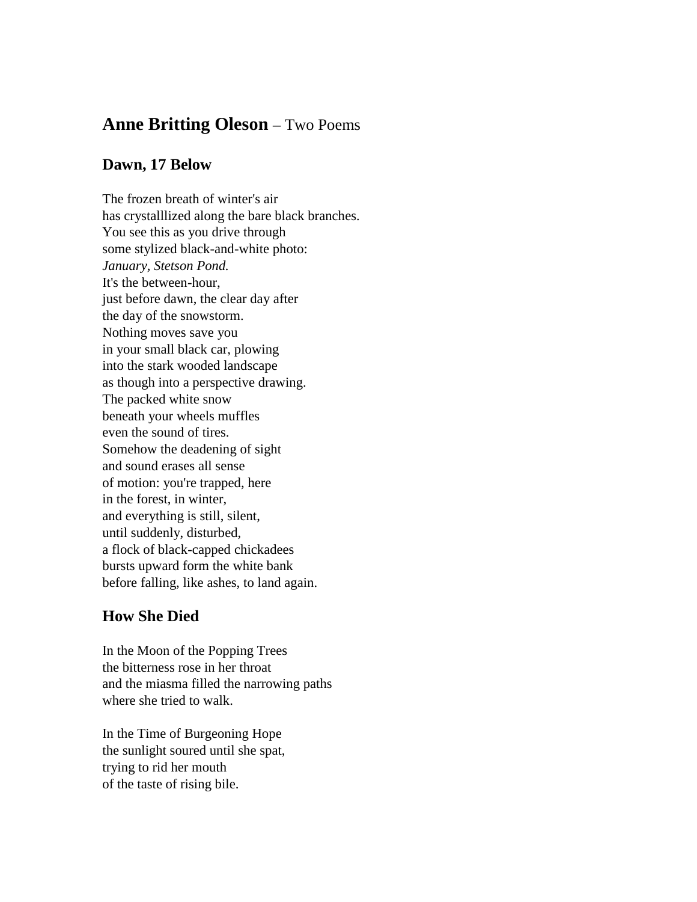# **Anne Britting Oleson** – Two Poems

## Dawn, 17 Below

The frozen breath of winter's air
has crystalllized along the bare black branches.
You see this as you drive through
some stylized black-and-white photo:
*January, Stetson Pond.*
It's the between-hour,
just before dawn, the clear day after
the day of the snowstorm.
Nothing moves save you
in your small black car, plowing
into the stark wooded landscape
as though into a perspective drawing.
The packed white snow
beneath your wheels muffles
even the sound of tires.
Somehow the deadening of sight
and sound erases all sense
of motion: you're trapped, here
in the forest, in winter,
and everything is still, silent,
until suddenly, disturbed,
a flock of black-capped chickadees
bursts upward form the white bank
before falling, like ashes, to land again.

## How She Died

In the Moon of the Popping Trees
the bitterness rose in her throat
and the miasma filled the narrowing paths
where she tried to walk.

In the Time of Burgeoning Hope
the sunlight soured until she spat,
trying to rid her mouth
of the taste of rising bile.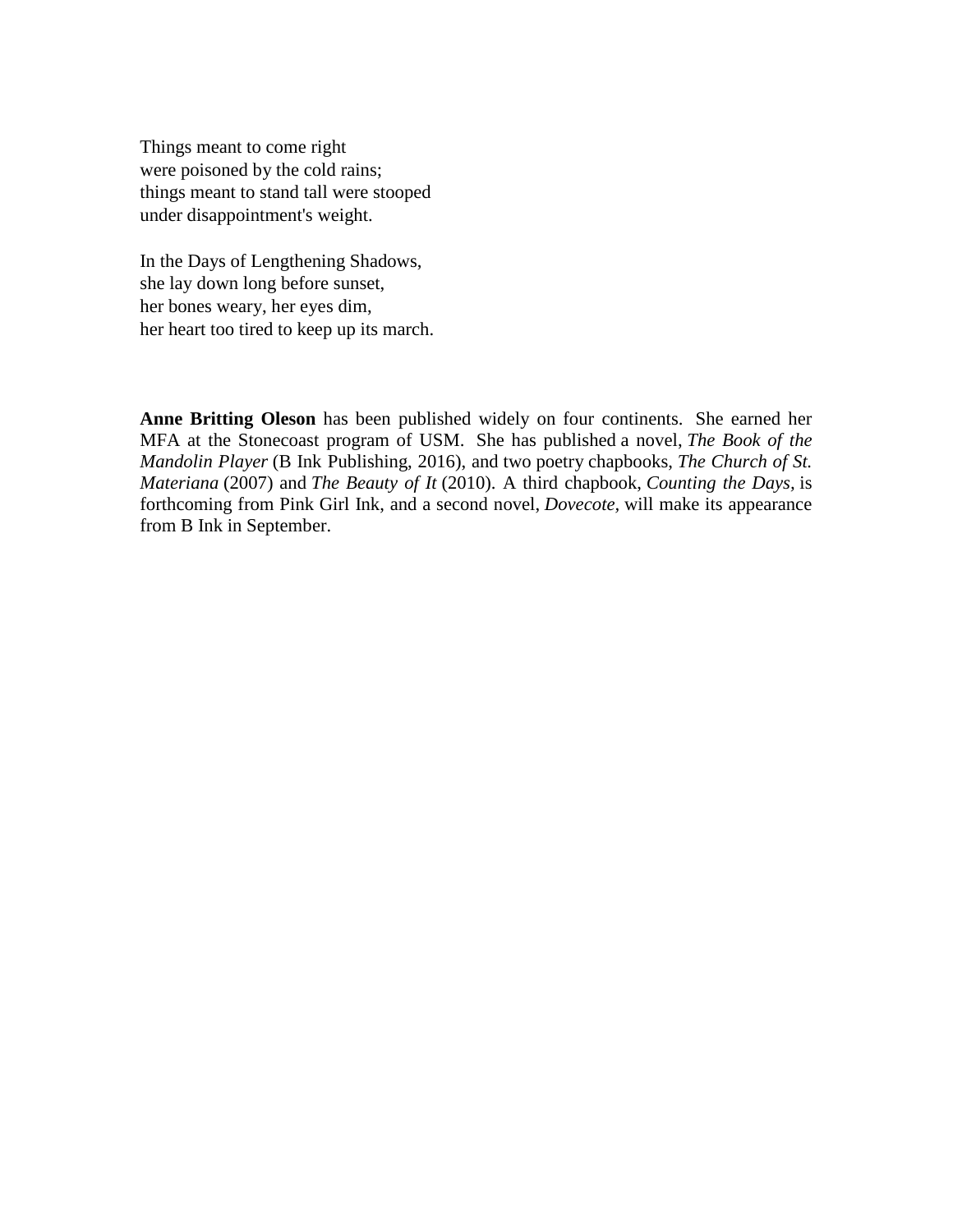Things meant to come right  
were poisoned by the cold rains;  
things meant to stand tall were stooped  
under disappointment's weight.

In the Days of Lengthening Shadows,  
she lay down long before sunset,  
her bones weary, her eyes dim,  
her heart too tired to keep up its march.

**Anne Britting Oleson** has been published widely on four continents. She earned her MFA at the Stonecoast program of USM. She has published a novel, *The Book of the Mandolin Player* (B Ink Publishing, 2016), and two poetry chapbooks, *The Church of St. Materiana* (2007) and *The Beauty of It* (2010). A third chapbook, *Counting the Days*, is forthcoming from Pink Girl Ink, and a second novel, *Dovecote,* will make its appearance from B Ink in September.